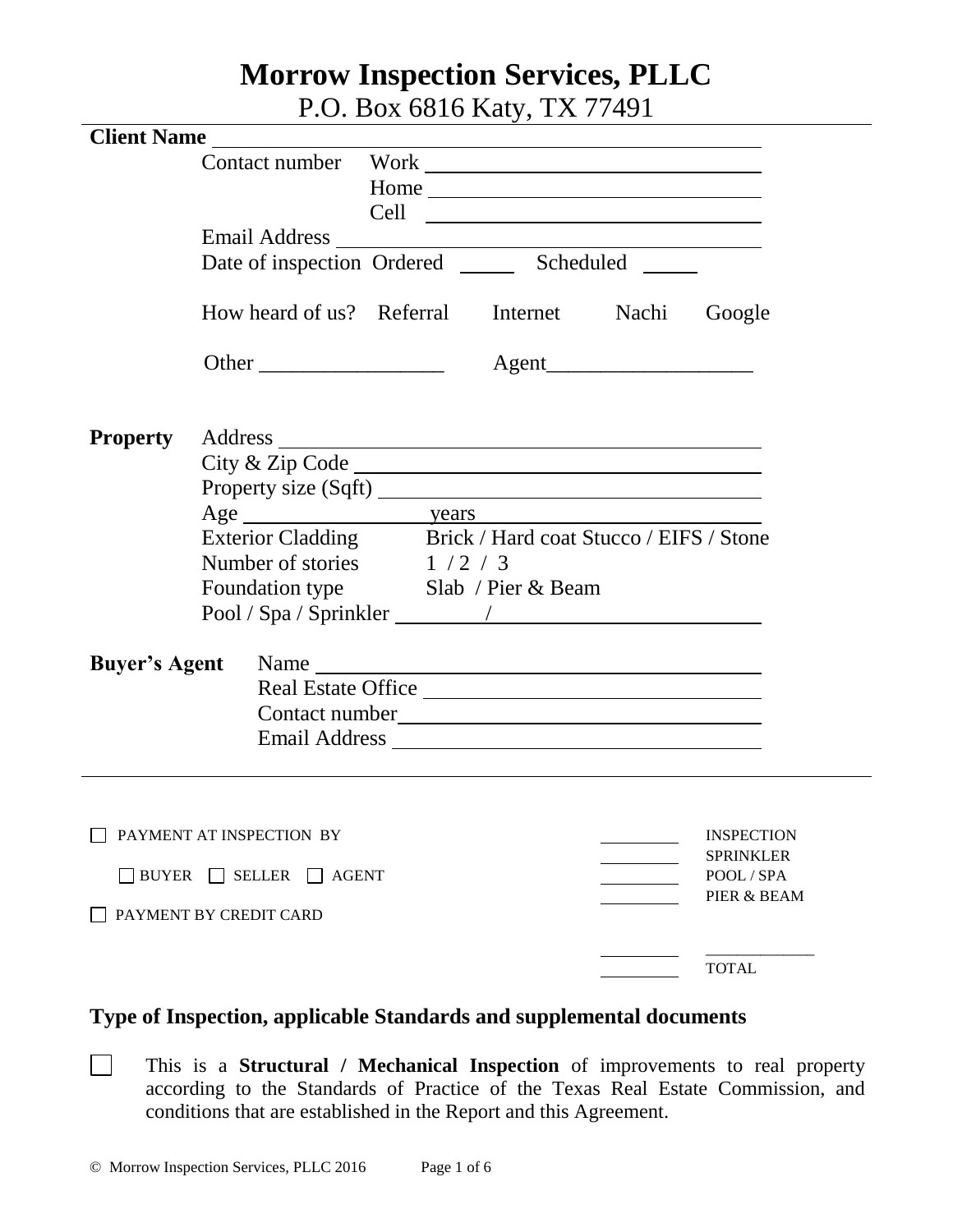# Morrow Inspection Services, PLLC

P.O. Box 6816 Katy, TX 77491

**Client Name** ______________________________

Contact number Work ______________________________

Home ______________________________

Cell ______________________________

Email Address ______________________________

Date of inspection Ordered _____ Scheduled _____

How heard of us? Referral Internet Nachi Google

Other _________________ Agent___________________

**Property** Address ______________________________

City & Zip Code ______________________________

Property size (Sqft) ______________________________

Age __________ years

Exterior Cladding Brick / Hard coat Stucco / EIFS / Stone

Number of stories 1 / 2 / 3

Foundation type Slab / Pier & Beam

Pool / Spa / Sprinkler ________/________________

**Buyer's Agent** Name ______________________________

Real Estate Office ______________________________

Contact number ______________________________

Email Address ______________________________

---

☐ PAYMENT AT INSPECTION BY

☐ BUYER ☐ SELLER ☐ AGENT

☐ PAYMENT BY CREDIT CARD

| | |
|---|---|
| ________ | INSPECTION |
| ________ | SPRINKLER |
| ________ | POOL / SPA |
| ________ | PIER & BEAM |
| ________ | ____________ |
| ________ | TOTAL |

## Type of Inspection, applicable Standards and supplemental documents

☐ This is a **Structural / Mechanical Inspection** of improvements to real property according to the Standards of Practice of the Texas Real Estate Commission, and conditions that are established in the Report and this Agreement.

© Morrow Inspection Services, PLLC 2016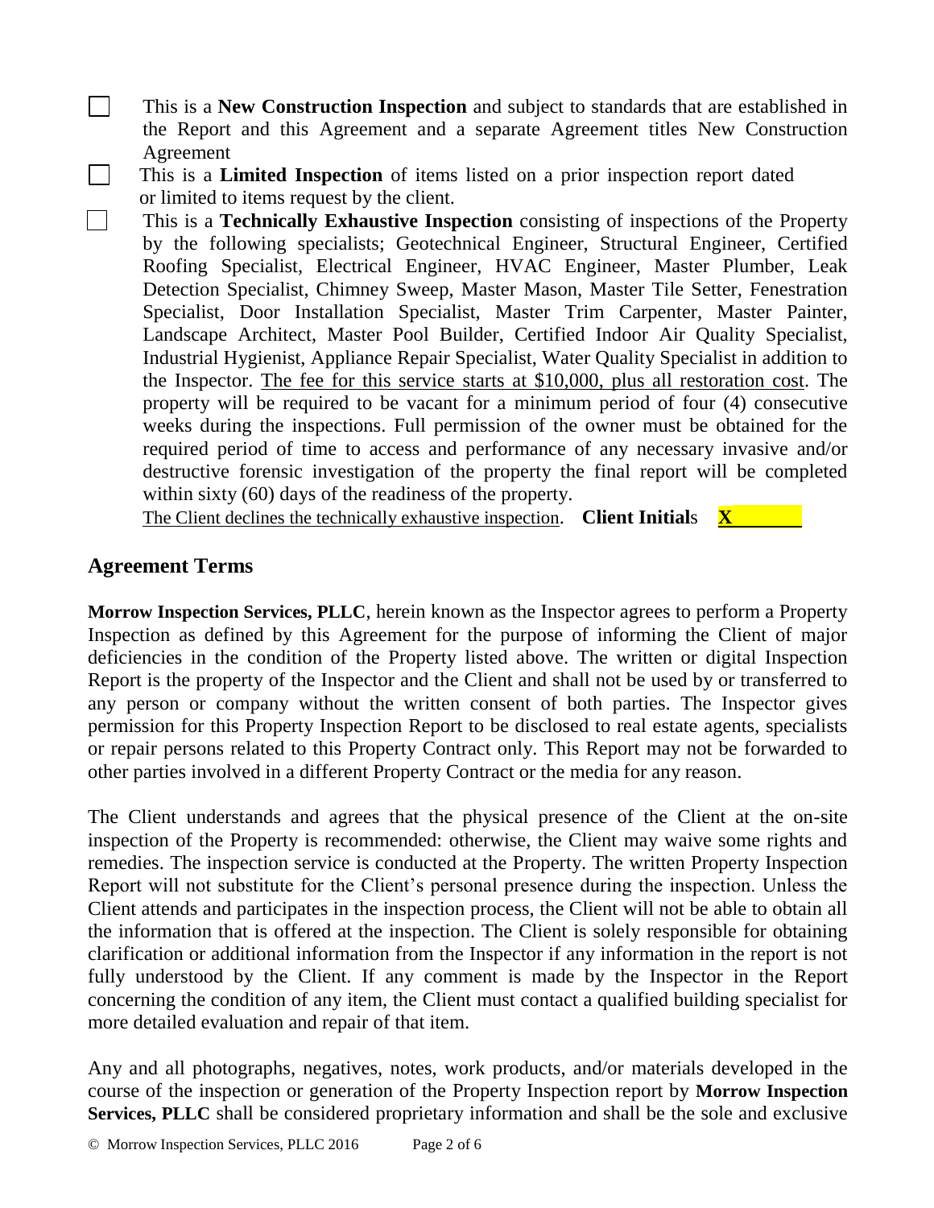- ☐ This is a **New Construction Inspection** and subject to standards that are established in the Report and this Agreement and a separate Agreement titles New Construction Agreement
- ☐ This is a **Limited Inspection** of items listed on a prior inspection report dated or limited to items request by the client.
- ☐ This is a **Technically Exhaustive Inspection** consisting of inspections of the Property by the following specialists; Geotechnical Engineer, Structural Engineer, Certified Roofing Specialist, Electrical Engineer, HVAC Engineer, Master Plumber, Leak Detection Specialist, Chimney Sweep, Master Mason, Master Tile Setter, Fenestration Specialist, Door Installation Specialist, Master Trim Carpenter, Master Painter, Landscape Architect, Master Pool Builder, Certified Indoor Air Quality Specialist, Industrial Hygienist, Appliance Repair Specialist, Water Quality Specialist in addition to the Inspector. The fee for this service starts at $10,000, plus all restoration cost. The property will be required to be vacant for a minimum period of four (4) consecutive weeks during the inspections. Full permission of the owner must be obtained for the required period of time to access and performance of any necessary invasive and/or destructive forensic investigation of the property the final report will be completed within sixty (60) days of the readiness of the property.

  The Client declines the technically exhaustive inspection. **Client Initials** **X**________

## Agreement Terms

**Morrow Inspection Services, PLLC**, herein known as the Inspector agrees to perform a Property Inspection as defined by this Agreement for the purpose of informing the Client of major deficiencies in the condition of the Property listed above. The written or digital Inspection Report is the property of the Inspector and the Client and shall not be used by or transferred to any person or company without the written consent of both parties. The Inspector gives permission for this Property Inspection Report to be disclosed to real estate agents, specialists or repair persons related to this Property Contract only. This Report may not be forwarded to other parties involved in a different Property Contract or the media for any reason.

The Client understands and agrees that the physical presence of the Client at the on-site inspection of the Property is recommended: otherwise, the Client may waive some rights and remedies. The inspection service is conducted at the Property. The written Property Inspection Report will not substitute for the Client's personal presence during the inspection. Unless the Client attends and participates in the inspection process, the Client will not be able to obtain all the information that is offered at the inspection. The Client is solely responsible for obtaining clarification or additional information from the Inspector if any information in the report is not fully understood by the Client. If any comment is made by the Inspector in the Report concerning the condition of any item, the Client must contact a qualified building specialist for more detailed evaluation and repair of that item.

Any and all photographs, negatives, notes, work products, and/or materials developed in the course of the inspection or generation of the Property Inspection report by **Morrow Inspection Services, PLLC** shall be considered proprietary information and shall be the sole and exclusive

© Morrow Inspection Services, PLLC 2016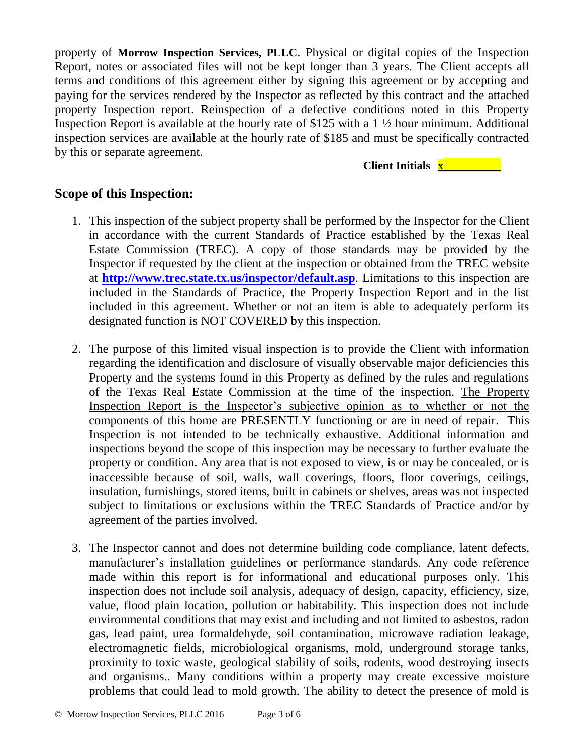property of **Morrow Inspection Services, PLLC**. Physical or digital copies of the Inspection Report, notes or associated files will not be kept longer than 3 years. The Client accepts all terms and conditions of this agreement either by signing this agreement or by accepting and paying for the services rendered by the Inspector as reflected by this contract and the attached property Inspection report. Reinspection of a defective conditions noted in this Property Inspection Report is available at the hourly rate of $125 with a 1 ½ hour minimum. Additional inspection services are available at the hourly rate of $185 and must be specifically contracted by this or separate agreement.

**Client Initials** x

## Scope of this Inspection:

1. This inspection of the subject property shall be performed by the Inspector for the Client in accordance with the current Standards of Practice established by the Texas Real Estate Commission (TREC). A copy of those standards may be provided by the Inspector if requested by the client at the inspection or obtained from the TREC website at **http://www.trec.state.tx.us/inspector/default.asp**. Limitations to this inspection are included in the Standards of Practice, the Property Inspection Report and in the list included in this agreement. Whether or not an item is able to adequately perform its designated function is NOT COVERED by this inspection.

2. The purpose of this limited visual inspection is to provide the Client with information regarding the identification and disclosure of visually observable major deficiencies this Property and the systems found in this Property as defined by the rules and regulations of the Texas Real Estate Commission at the time of the inspection. The Property Inspection Report is the Inspector's subjective opinion as to whether or not the components of this home are PRESENTLY functioning or are in need of repair. This Inspection is not intended to be technically exhaustive. Additional information and inspections beyond the scope of this inspection may be necessary to further evaluate the property or condition. Any area that is not exposed to view, is or may be concealed, or is inaccessible because of soil, walls, wall coverings, floors, floor coverings, ceilings, insulation, furnishings, stored items, built in cabinets or shelves, areas was not inspected subject to limitations or exclusions within the TREC Standards of Practice and/or by agreement of the parties involved.

3. The Inspector cannot and does not determine building code compliance, latent defects, manufacturer's installation guidelines or performance standards. Any code reference made within this report is for informational and educational purposes only. This inspection does not include soil analysis, adequacy of design, capacity, efficiency, size, value, flood plain location, pollution or habitability. This inspection does not include environmental conditions that may exist and including and not limited to asbestos, radon gas, lead paint, urea formaldehyde, soil contamination, microwave radiation leakage, electromagnetic fields, microbiological organisms, mold, underground storage tanks, proximity to toxic waste, geological stability of soils, rodents, wood destroying insects and organisms.. Many conditions within a property may create excessive moisture problems that could lead to mold growth. The ability to detect the presence of mold is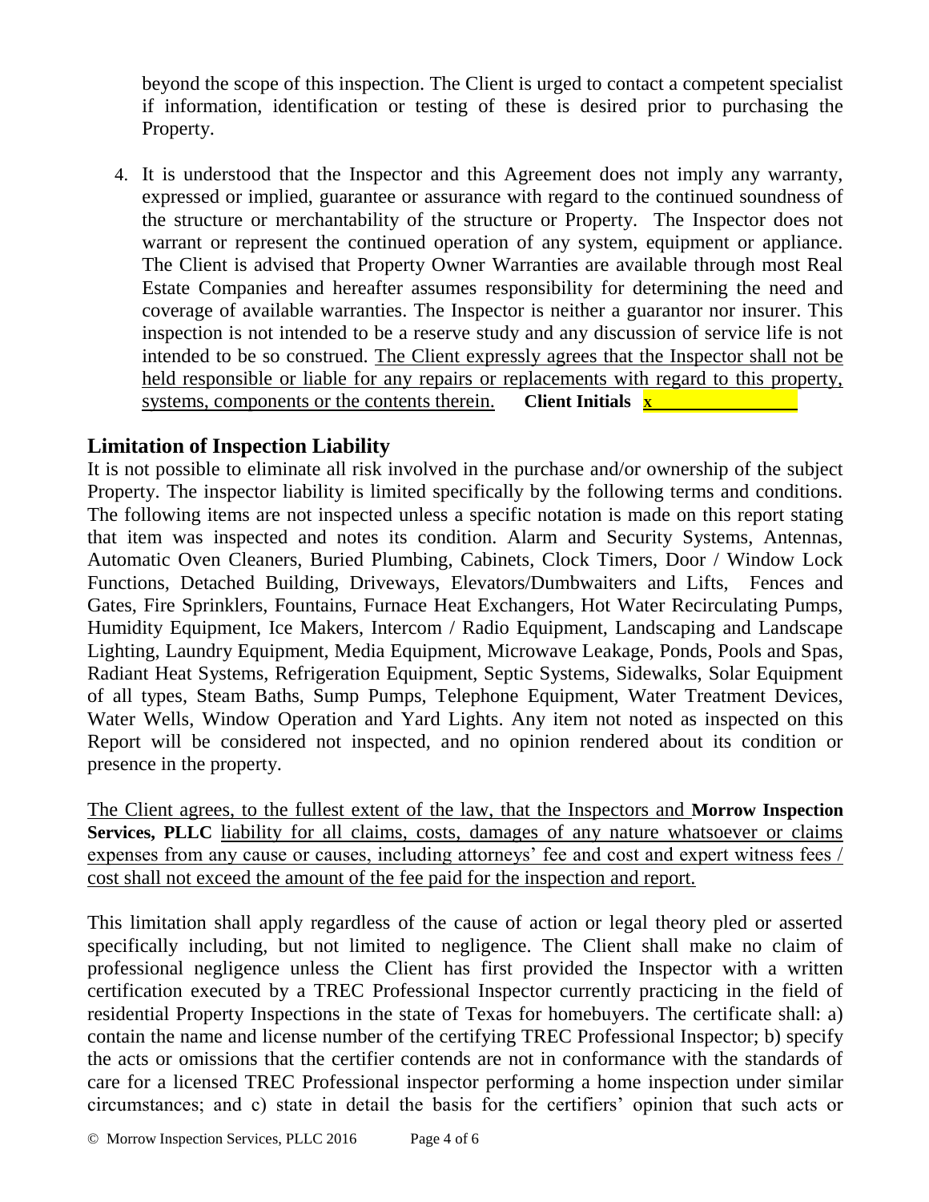beyond the scope of this inspection. The Client is urged to contact a competent specialist if information, identification or testing of these is desired prior to purchasing the Property.

4. It is understood that the Inspector and this Agreement does not imply any warranty, expressed or implied, guarantee or assurance with regard to the continued soundness of the structure or merchantability of the structure or Property. The Inspector does not warrant or represent the continued operation of any system, equipment or appliance. The Client is advised that Property Owner Warranties are available through most Real Estate Companies and hereafter assumes responsibility for determining the need and coverage of available warranties. The Inspector is neither a guarantor nor insurer. This inspection is not intended to be a reserve study and any discussion of service life is not intended to be so construed. <u>The Client expressly agrees that the Inspector shall not be held responsible or liable for any repairs or replacements with regard to this property, systems, components or the contents therein.</u> **Client Initials** x_______________

## Limitation of Inspection Liability

It is not possible to eliminate all risk involved in the purchase and/or ownership of the subject Property. The inspector liability is limited specifically by the following terms and conditions. The following items are not inspected unless a specific notation is made on this report stating that item was inspected and notes its condition. Alarm and Security Systems, Antennas, Automatic Oven Cleaners, Buried Plumbing, Cabinets, Clock Timers, Door / Window Lock Functions, Detached Building, Driveways, Elevators/Dumbwaiters and Lifts, Fences and Gates, Fire Sprinklers, Fountains, Furnace Heat Exchangers, Hot Water Recirculating Pumps, Humidity Equipment, Ice Makers, Intercom / Radio Equipment, Landscaping and Landscape Lighting, Laundry Equipment, Media Equipment, Microwave Leakage, Ponds, Pools and Spas, Radiant Heat Systems, Refrigeration Equipment, Septic Systems, Sidewalks, Solar Equipment of all types, Steam Baths, Sump Pumps, Telephone Equipment, Water Treatment Devices, Water Wells, Window Operation and Yard Lights. Any item not noted as inspected on this Report will be considered not inspected, and no opinion rendered about its condition or presence in the property.

<u>The Client agrees, to the fullest extent of the law, that the Inspectors and</u> **Morrow Inspection Services, PLLC** <u>liability for all claims, costs, damages of any nature whatsoever or claims expenses from any cause or causes, including attorneys' fee and cost and expert witness fees / cost shall not exceed the amount of the fee paid for the inspection and report.</u>

This limitation shall apply regardless of the cause of action or legal theory pled or asserted specifically including, but not limited to negligence. The Client shall make no claim of professional negligence unless the Client has first provided the Inspector with a written certification executed by a TREC Professional Inspector currently practicing in the field of residential Property Inspections in the state of Texas for homebuyers. The certificate shall: a) contain the name and license number of the certifying TREC Professional Inspector; b) specify the acts or omissions that the certifier contends are not in conformance with the standards of care for a licensed TREC Professional inspector performing a home inspection under similar circumstances; and c) state in detail the basis for the certifiers' opinion that such acts or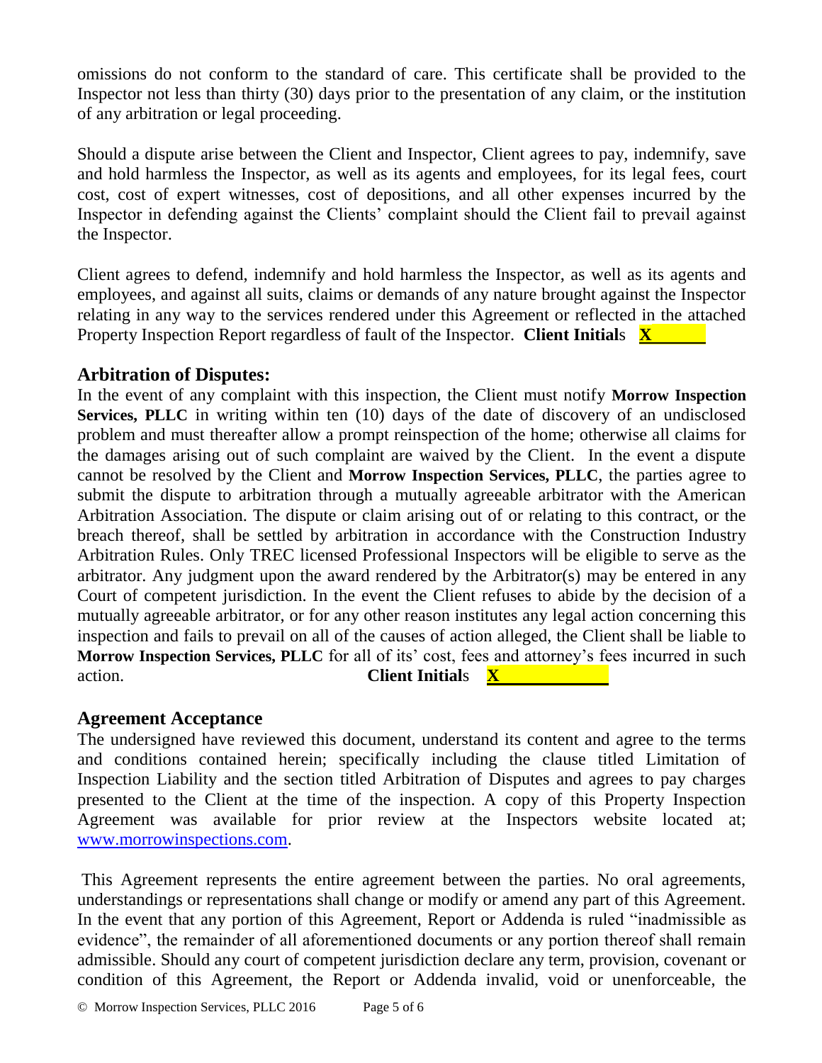omissions do not conform to the standard of care. This certificate shall be provided to the Inspector not less than thirty (30) days prior to the presentation of any claim, or the institution of any arbitration or legal proceeding.

Should a dispute arise between the Client and Inspector, Client agrees to pay, indemnify, save and hold harmless the Inspector, as well as its agents and employees, for its legal fees, court cost, cost of expert witnesses, cost of depositions, and all other expenses incurred by the Inspector in defending against the Clients' complaint should the Client fail to prevail against the Inspector.

Client agrees to defend, indemnify and hold harmless the Inspector, as well as its agents and employees, and against all suits, claims or demands of any nature brought against the Inspector relating in any way to the services rendered under this Agreement or reflected in the attached Property Inspection Report regardless of fault of the Inspector. **Client Initials** **X**\_\_\_\_\_\_

## Arbitration of Disputes:

In the event of any complaint with this inspection, the Client must notify **Morrow Inspection Services, PLLC** in writing within ten (10) days of the date of discovery of an undisclosed problem and must thereafter allow a prompt reinspection of the home; otherwise all claims for the damages arising out of such complaint are waived by the Client. In the event a dispute cannot be resolved by the Client and **Morrow Inspection Services, PLLC**, the parties agree to submit the dispute to arbitration through a mutually agreeable arbitrator with the American Arbitration Association. The dispute or claim arising out of or relating to this contract, or the breach thereof, shall be settled by arbitration in accordance with the Construction Industry Arbitration Rules. Only TREC licensed Professional Inspectors will be eligible to serve as the arbitrator. Any judgment upon the award rendered by the Arbitrator(s) may be entered in any Court of competent jurisdiction. In the event the Client refuses to abide by the decision of a mutually agreeable arbitrator, or for any other reason institutes any legal action concerning this inspection and fails to prevail on all of the causes of action alleged, the Client shall be liable to **Morrow Inspection Services, PLLC** for all of its' cost, fees and attorney's fees incurred in such action. **Client Initials** **X**\_\_\_\_\_\_\_\_\_\_\_\_

## Agreement Acceptance

The undersigned have reviewed this document, understand its content and agree to the terms and conditions contained herein; specifically including the clause titled Limitation of Inspection Liability and the section titled Arbitration of Disputes and agrees to pay charges presented to the Client at the time of the inspection. A copy of this Property Inspection Agreement was available for prior review at the Inspectors website located at; [www.morrowinspections.com](http://www.morrowinspections.com).

This Agreement represents the entire agreement between the parties. No oral agreements, understandings or representations shall change or modify or amend any part of this Agreement. In the event that any portion of this Agreement, Report or Addenda is ruled "inadmissible as evidence", the remainder of all aforementioned documents or any portion thereof shall remain admissible. Should any court of competent jurisdiction declare any term, provision, covenant or condition of this Agreement, the Report or Addenda invalid, void or unenforceable, the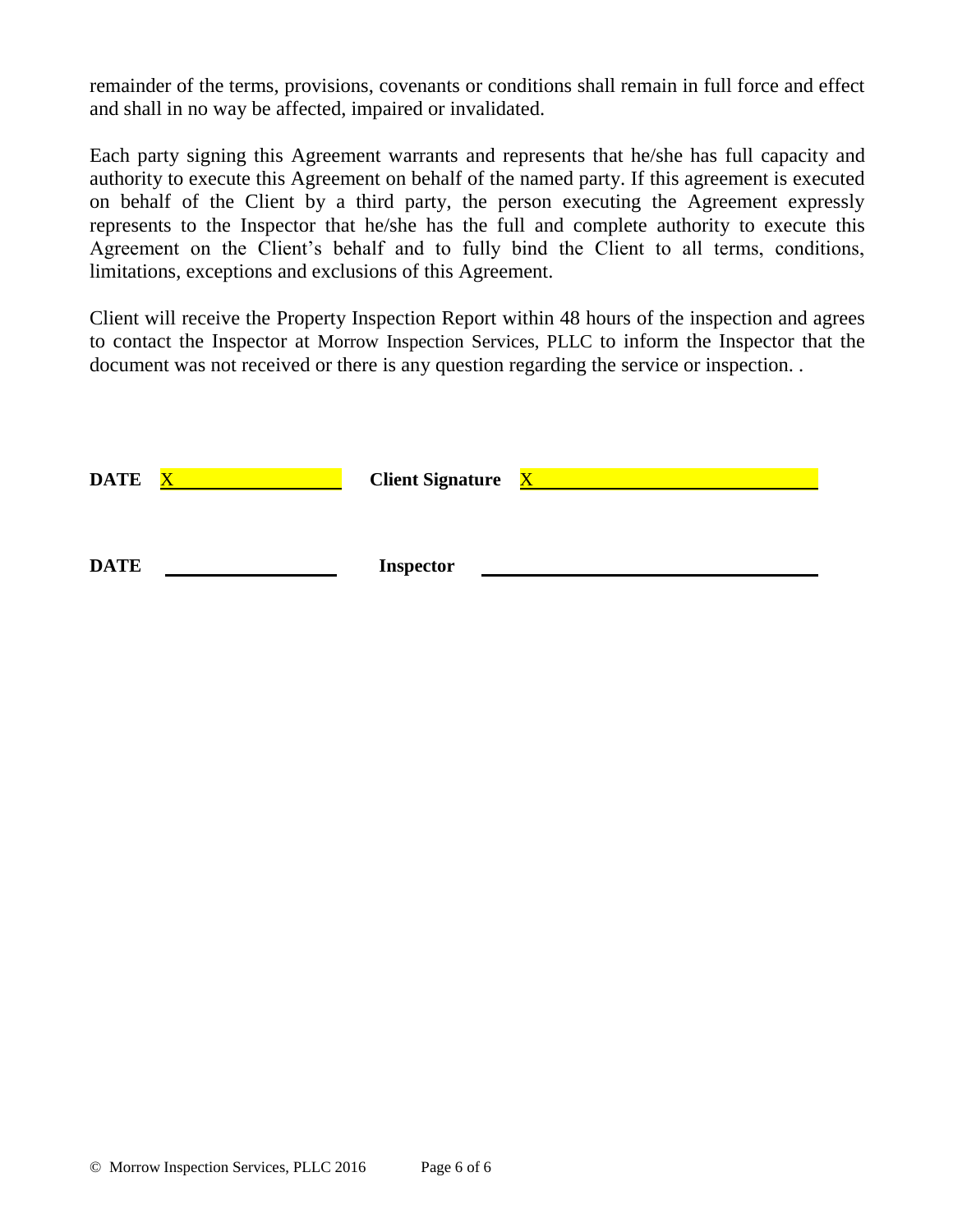remainder of the terms, provisions, covenants or conditions shall remain in full force and effect and shall in no way be affected, impaired or invalidated.

Each party signing this Agreement warrants and represents that he/she has full capacity and authority to execute this Agreement on behalf of the named party. If this agreement is executed on behalf of the Client by a third party, the person executing the Agreement expressly represents to the Inspector that he/she has the full and complete authority to execute this Agreement on the Client's behalf and to fully bind the Client to all terms, conditions, limitations, exceptions and exclusions of this Agreement.

Client will receive the Property Inspection Report within 48 hours of the inspection and agrees to contact the Inspector at Morrow Inspection Services, PLLC to inform the Inspector that the document was not received or there is any question regarding the service or inspection. .

**DATE** X\_\_\_\_\_\_\_\_\_\_\_\_\_\_\_\_ **Client Signature** X\_\_\_\_\_\_\_\_\_\_\_\_\_\_\_\_\_\_\_\_\_\_\_\_\_\_\_\_

**DATE** \_\_\_\_\_\_\_\_\_\_\_\_\_\_\_\_ **Inspector** \_\_\_\_\_\_\_\_\_\_\_\_\_\_\_\_\_\_\_\_\_\_\_\_\_\_\_\_

© Morrow Inspection Services, PLLC 2016